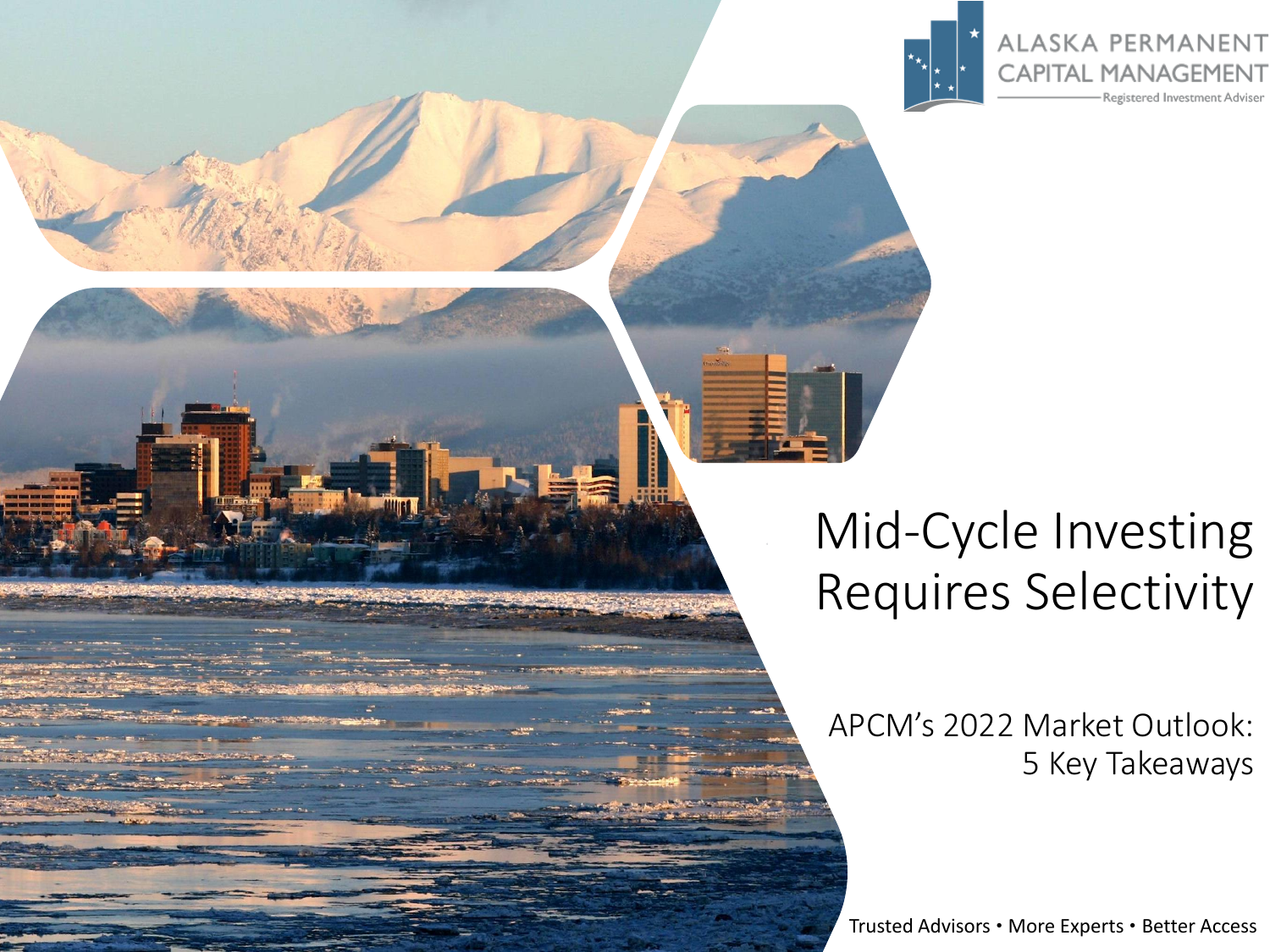ALASKA PERMANENT CAPITAL MANAGEMENT

Registered Investment Adviser

# Mid-Cycle Investing Requires Selectivity

## APCM's 2022 Market Outlook: 5 Key Takeaways

Trusted Advisors • More Experts • Better Access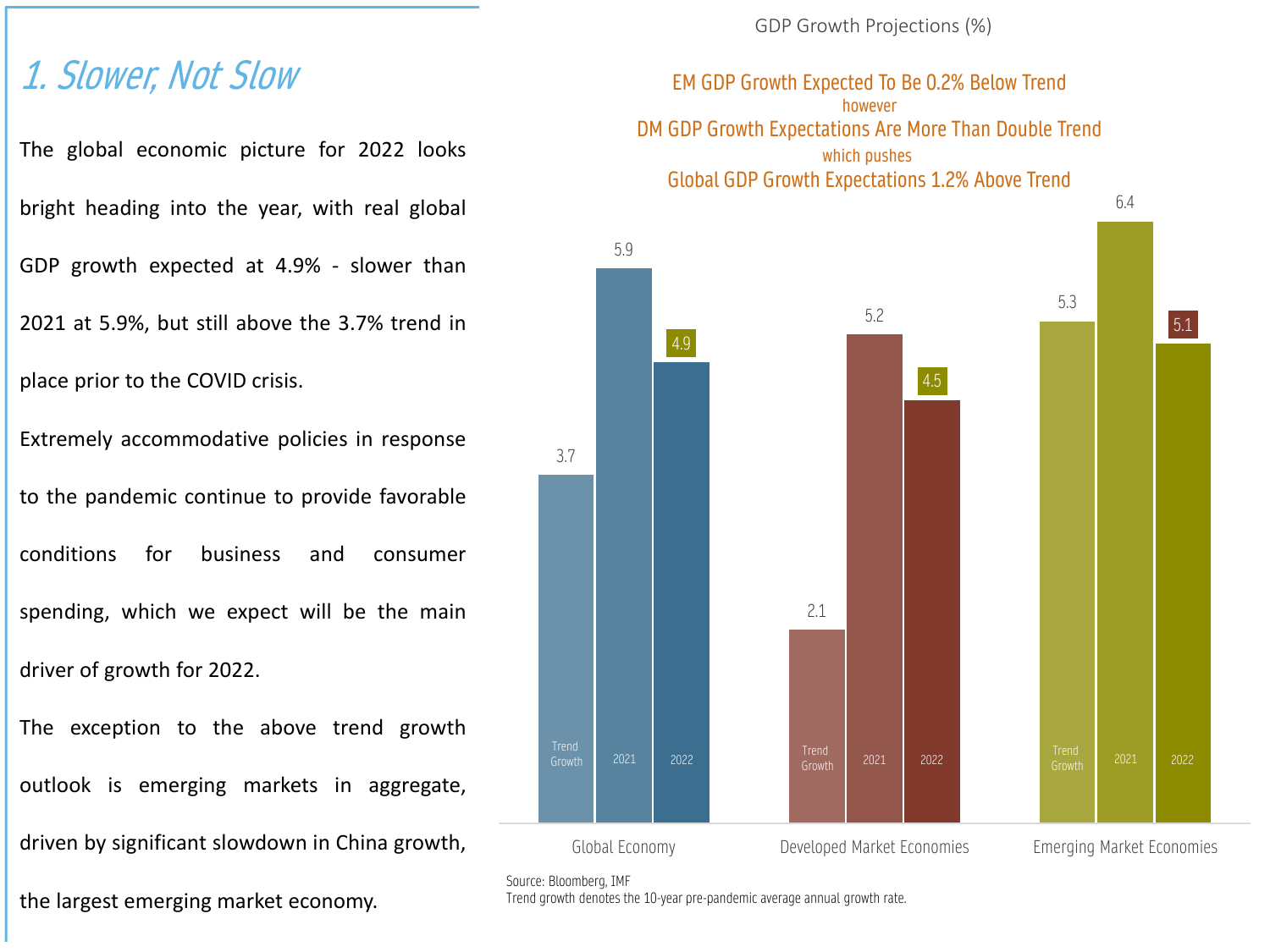## 1. Slower, Not Slow

The global economic picture for 2022 looks bright heading into the year, with real global GDP growth expected at 4.9% - slower than 2021 at 5.9%, but still above the 3.7% trend in place prior to the COVID crisis.

Extremely accommodative policies in response to the pandemic continue to provide favorable conditions for business and consumer spending, which we expect will be the main driver of growth for 2022.

The exception to the above trend growth outlook is emerging markets in aggregate, driven by significant slowdown in China growth, the largest emerging market economy.

GDP Growth Projections (%)

EM GDP Growth Expected To Be 0.2% Below Trend
however
DM GDP Growth Expectations Are More Than Double Trend
which pushes
Global GDP Growth Expectations 1.2% Above Trend

| | Trend Growth | 2021 | 2022 |
|---|---|---|---|
| Global Economy | 3.7 | 5.9 | 4.9 |
| Developed Market Economies | 2.1 | 5.2 | 4.5 |
| Emerging Market Economies | 5.3 | 6.4 | 5.1 |

Source: Bloomberg, IMF
Trend growth denotes the 10-year pre-pandemic average annual growth rate.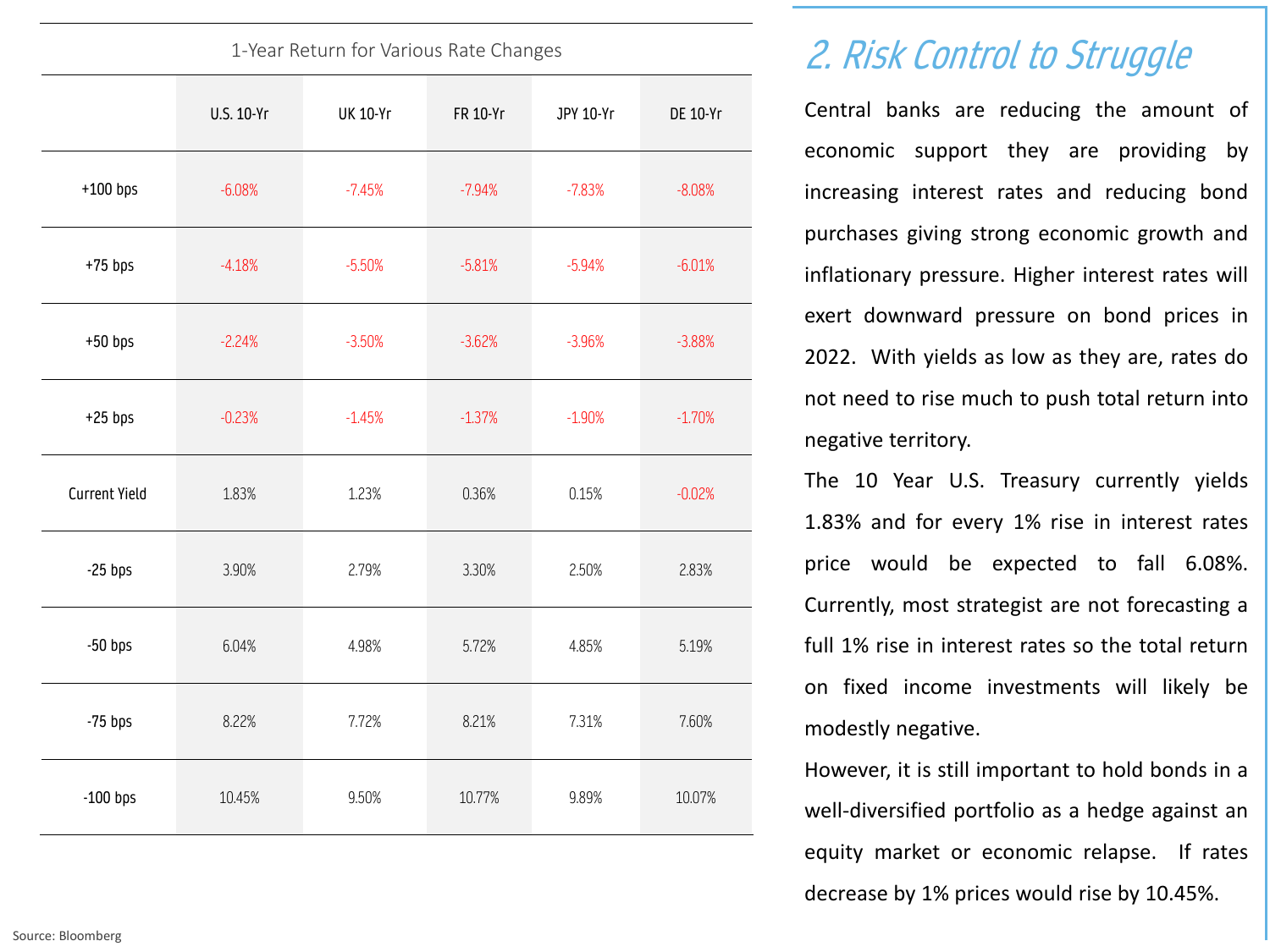## 2. Risk Control to Struggle

Central banks are reducing the amount of economic support they are providing by increasing interest rates and reducing bond purchases giving strong economic growth and inflationary pressure. Higher interest rates will exert downward pressure on bond prices in 2022. With yields as low as they are, rates do not need to rise much to push total return into negative territory.

The 10 Year U.S. Treasury currently yields 1.83% and for every 1% rise in interest rates price would be expected to fall 6.08%. Currently, most strategist are not forecasting a full 1% rise in interest rates so the total return on fixed income investments will likely be modestly negative.

However, it is still important to hold bonds in a well-diversified portfolio as a hedge against an equity market or economic relapse. If rates decrease by 1% prices would rise by 10.45%.

1-Year Return for Various Rate Changes

| | U.S. 10-Yr | UK 10-Yr | FR 10-Yr | JPY 10-Yr | DE 10-Yr |
|---|---|---|---|---|---|
| +100 bps | -6.08% | -7.45% | -7.94% | -7.83% | -8.08% |
| +75 bps | -4.18% | -5.50% | -5.81% | -5.94% | -6.01% |
| +50 bps | -2.24% | -3.50% | -3.62% | -3.96% | -3.88% |
| +25 bps | -0.23% | -1.45% | -1.37% | -1.90% | -1.70% |
| Current Yield | 1.83% | 1.23% | 0.36% | 0.15% | -0.02% |
| -25 bps | 3.90% | 2.79% | 3.30% | 2.50% | 2.83% |
| -50 bps | 6.04% | 4.98% | 5.72% | 4.85% | 5.19% |
| -75 bps | 8.22% | 7.72% | 8.21% | 7.31% | 7.60% |
| -100 bps | 10.45% | 9.50% | 10.77% | 9.89% | 10.07% |

Source: Bloomberg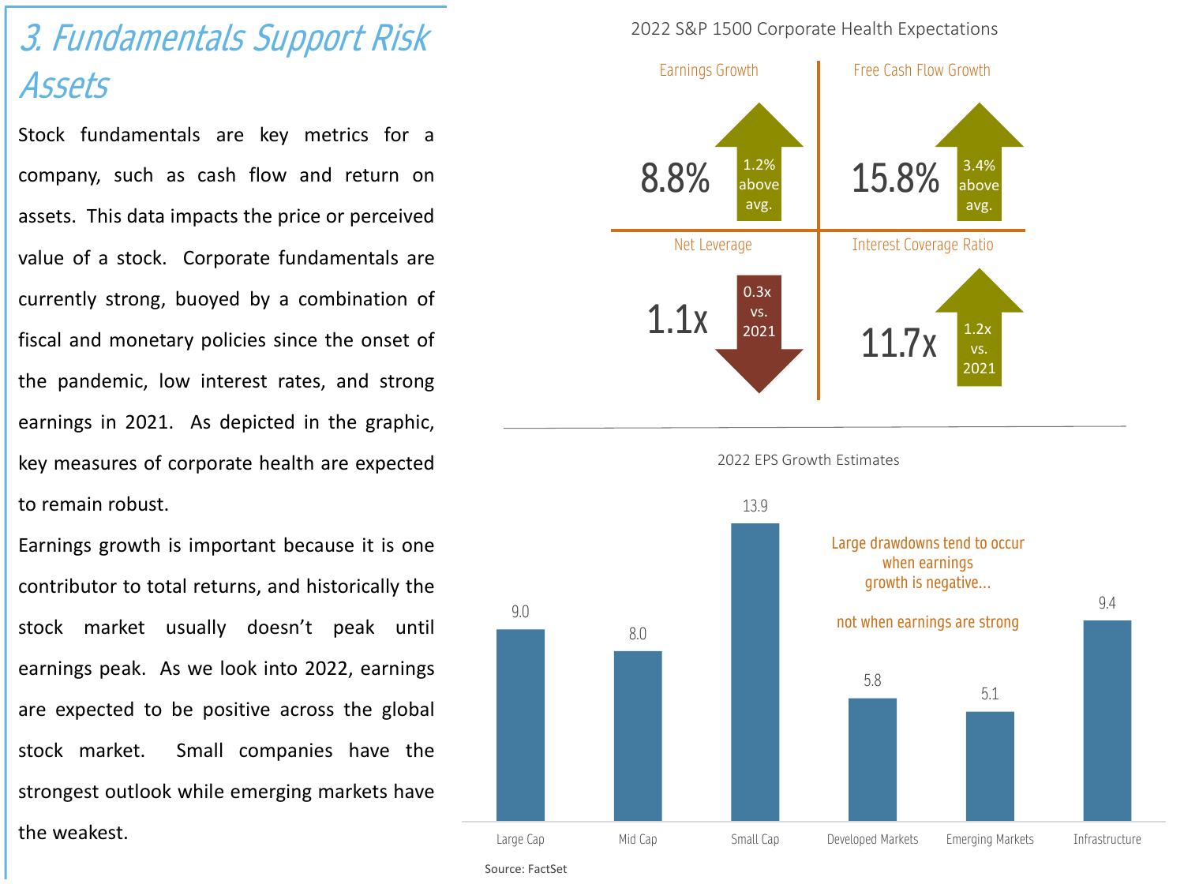# 3. Fundamentals Support Risk Assets

Stock fundamentals are key metrics for a company, such as cash flow and return on assets. This data impacts the price or perceived value of a stock. Corporate fundamentals are currently strong, buoyed by a combination of fiscal and monetary policies since the onset of the pandemic, low interest rates, and strong earnings in 2021. As depicted in the graphic, key measures of corporate health are expected to remain robust.

Earnings growth is important because it is one contributor to total returns, and historically the stock market usually doesn't peak until earnings peak. As we look into 2022, earnings are expected to be positive across the global stock market. Small companies have the strongest outlook while emerging markets have the weakest.

**2022 S&P 1500 Corporate Health Expectations**

| Metric | Value | Change |
|---|---|---|
| Earnings Growth | 8.8% | 1.2% above avg. (up) |
| Free Cash Flow Growth | 15.8% | 3.4% above avg. (up) |
| Net Leverage | 1.1x | 0.3x vs. 2021 (down) |
| Interest Coverage Ratio | 11.7x | 1.2x vs. 2021 (up) |

**2022 EPS Growth Estimates**

| Large Cap | Mid Cap | Small Cap | Developed Markets | Emerging Markets | Infrastructure |
|---|---|---|---|---|---|
| 9.0 | 8.0 | 13.9 | 5.8 | 5.1 | 9.4 |

Large drawdowns tend to occur when earnings growth is negative... not when earnings are strong

Source: FactSet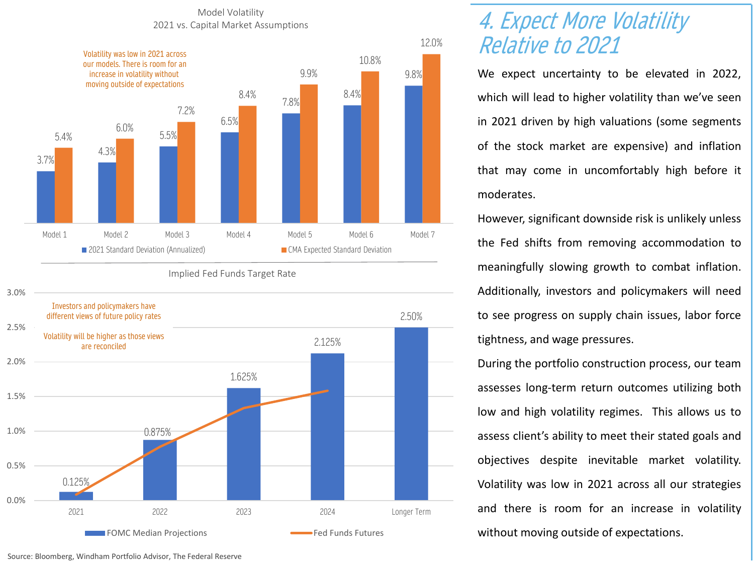## 4. Expect More Volatility Relative to 2021

**Model Volatility**
**2021 vs. Capital Market Assumptions**

Volatility was low in 2021 across our models. There is room for an increase in volatility without moving outside of expectations

| | Model 1 | Model 2 | Model 3 | Model 4 | Model 5 | Model 6 | Model 7 |
|---|---|---|---|---|---|---|---|
| 2021 Standard Deviation (Annualized) | 3.7% | 4.3% | 5.5% | 6.5% | 7.8% | 8.4% | 9.8% |
| CMA Expected Standard Deviation | 5.4% | 6.0% | 7.2% | 8.4% | 9.9% | 10.8% | 12.0% |

**Implied Fed Funds Target Rate**

Investors and policymakers have different views of future policy rates

Volatility will be higher as those views are reconciled

| | 2021 | 2022 | 2023 | 2024 | Longer Term |
|---|---|---|---|---|---|
| FOMC Median Projections | 0.125% | 0.875% | 1.625% | 2.125% | 2.50% |

Fed Funds Futures shown as a line.

Source: Bloomberg, Windham Portfolio Advisor, The Federal Reserve

We expect uncertainty to be elevated in 2022, which will lead to higher volatility than we've seen in 2021 driven by high valuations (some segments of the stock market are expensive) and inflation that may come in uncomfortably high before it moderates.

However, significant downside risk is unlikely unless the Fed shifts from removing accommodation to meaningfully slowing growth to combat inflation. Additionally, investors and policymakers will need to see progress on supply chain issues, labor force tightness, and wage pressures.

During the portfolio construction process, our team assesses long-term return outcomes utilizing both low and high volatility regimes. This allows us to assess client's ability to meet their stated goals and objectives despite inevitable market volatility. Volatility was low in 2021 across all our strategies and there is room for an increase in volatility without moving outside of expectations.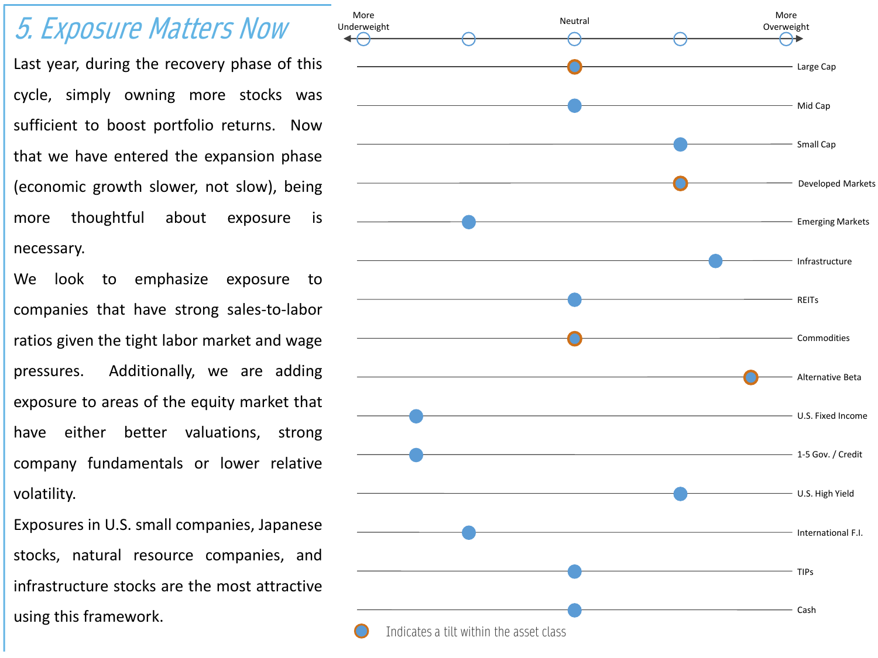# 5. Exposure Matters Now

Last year, during the recovery phase of this cycle, simply owning more stocks was sufficient to boost portfolio returns. Now that we have entered the expansion phase (economic growth slower, not slow), being more thoughtful about exposure is necessary.

We look to emphasize exposure to companies that have strong sales-to-labor ratios given the tight labor market and wage pressures. Additionally, we are adding exposure to areas of the equity market that have either better valuations, strong company fundamentals or lower relative volatility.

Exposures in U.S. small companies, Japanese stocks, natural resource companies, and infrastructure stocks are the most attractive using this framework.

More Underweight
Neutral
More Overweight

Large Cap
Mid Cap
Small Cap
Developed Markets
Emerging Markets
Infrastructure
REITs
Commodities
Alternative Beta
U.S. Fixed Income
1-5 Gov. / Credit
U.S. High Yield
International F.I.
TIPs
Cash

Indicates a tilt within the asset class